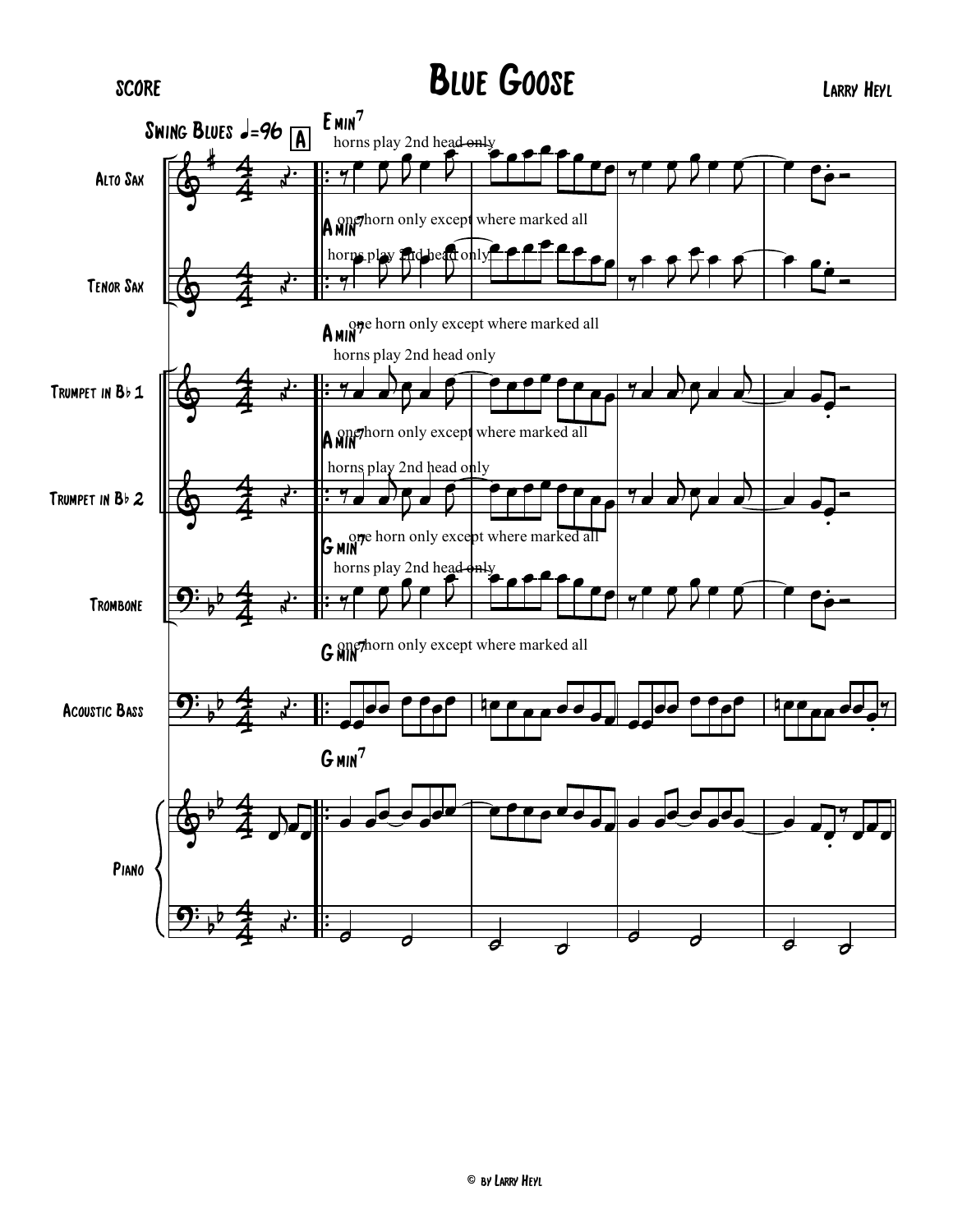SCORE

# Blue Goose

Larry Heyl

Swing Blues ♩=96 [A]

E min7

horns play 2nd head only

one horn only except where marked all

Alto Sax

A min7

horns play 2nd head only

one horn only except where marked all

Tenor Sax

A min7

horns play 2nd head only

one horn only except where marked all

Trumpet in B♭ 1

A min7

horns play 2nd head only

one horn only except where marked all

Trumpet in B♭ 2

G min7

horns play 2nd head only

one horn only except where marked all

Trombone

G min7

Acoustic Bass

G min7

Piano

© by Larry Heyl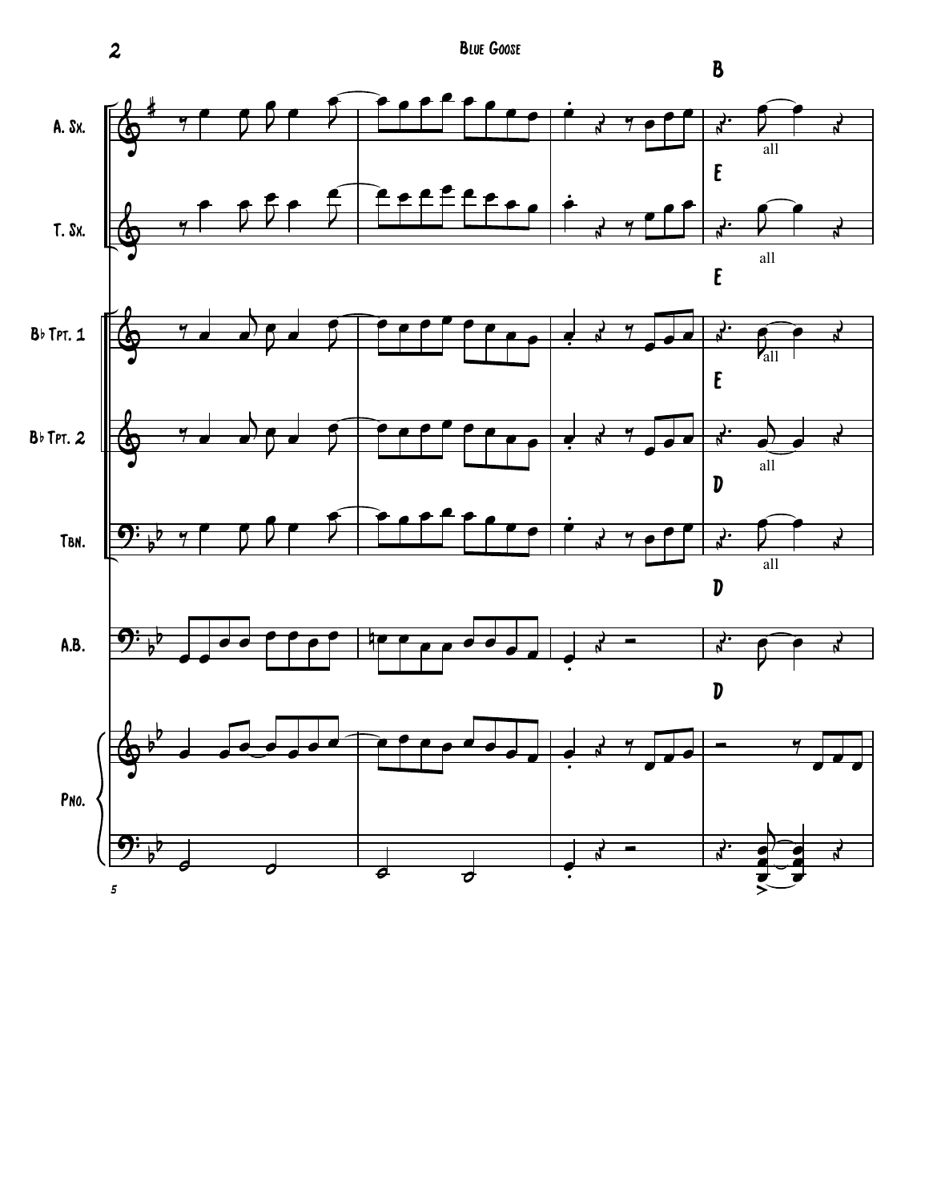A. Sx.

T. Sx.

B♭ Tpt. 1

B♭ Tpt. 2

Tbn.

A.B.

Pno.

B

E

E

E

D

D

D

all

all

all

all

all

5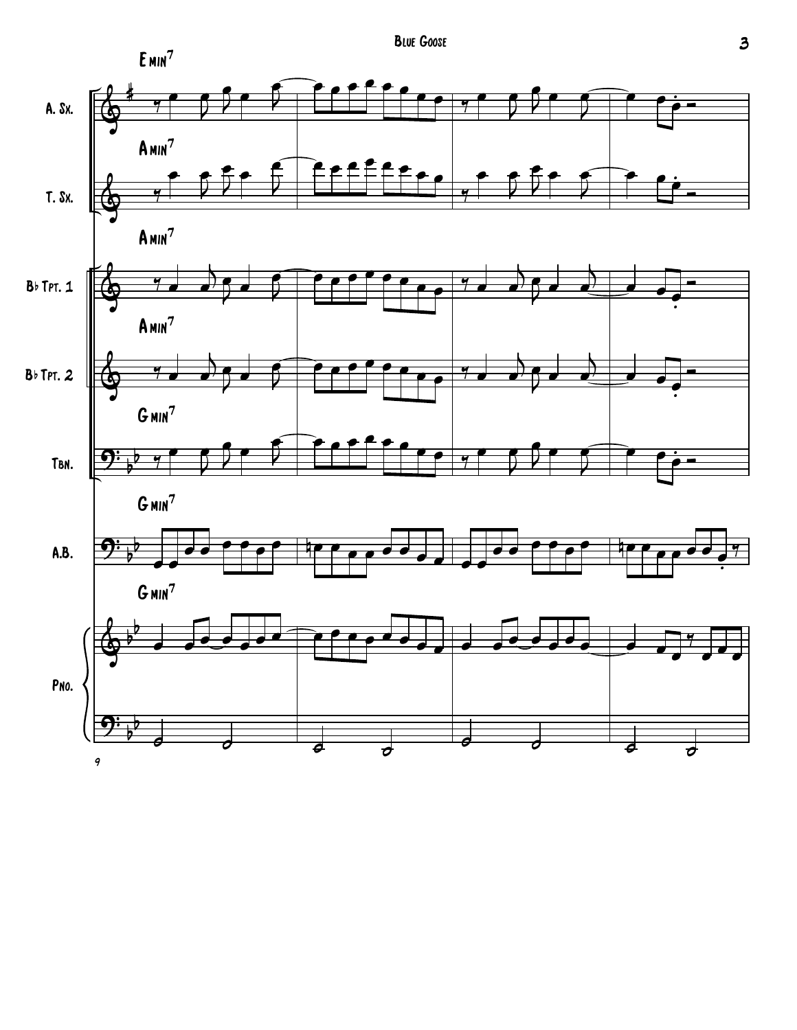E MIN7

A. SX.

A MIN7

T. SX.

A MIN7

B♭ TPT. 1

A MIN7

B♭ TPT. 2

G MIN7

TBN.

G MIN7

A.B.

G MIN7

PNO.

9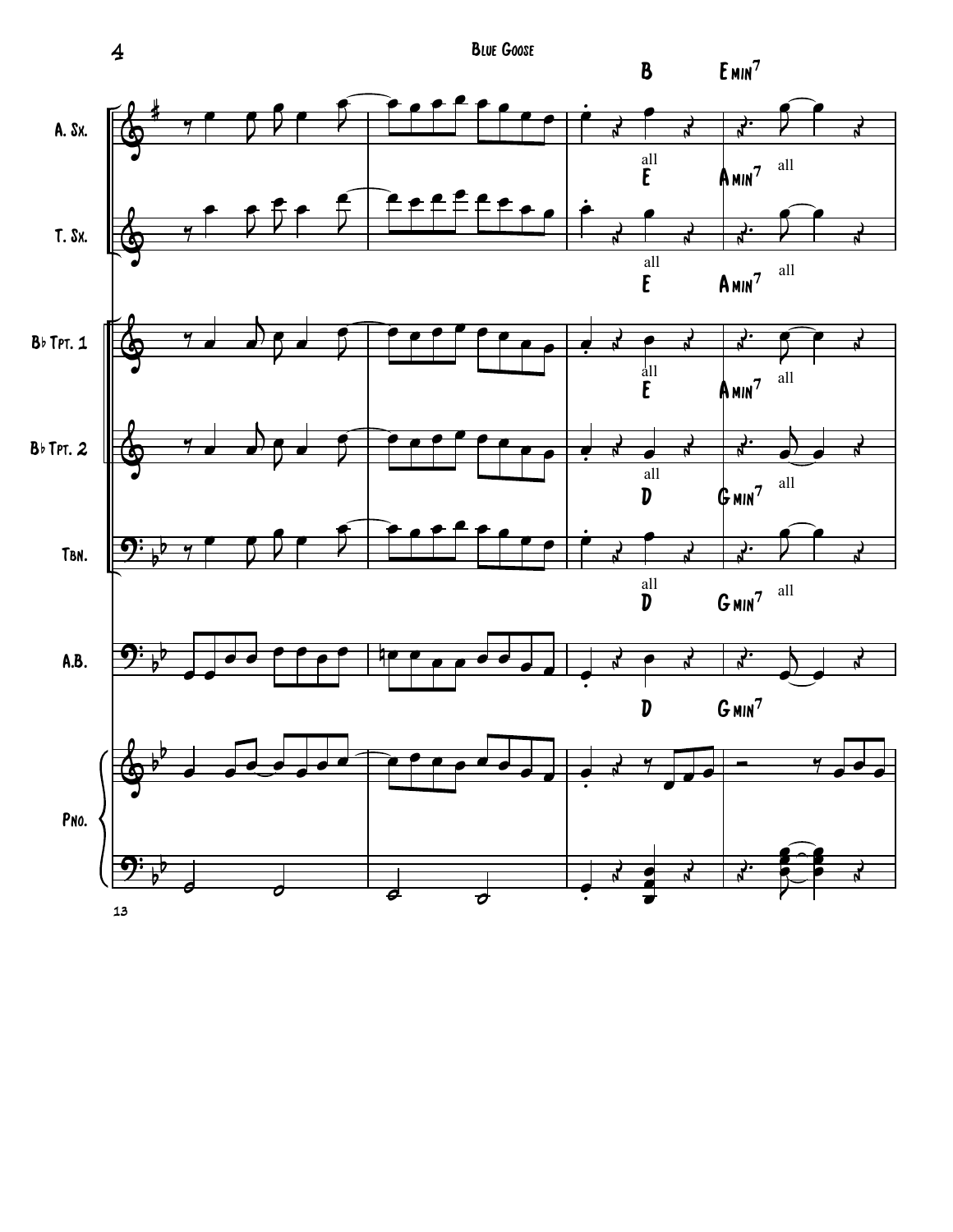B Emin7

A. Sx.

all E all Amin7

T. Sx.

all E all Amin7

B♭ Tpt. 1

all E all Amin7

B♭ Tpt. 2

all D all Gmin7

Tbn.

all D all Gmin7

A.B.

D Gmin7

Pno.

13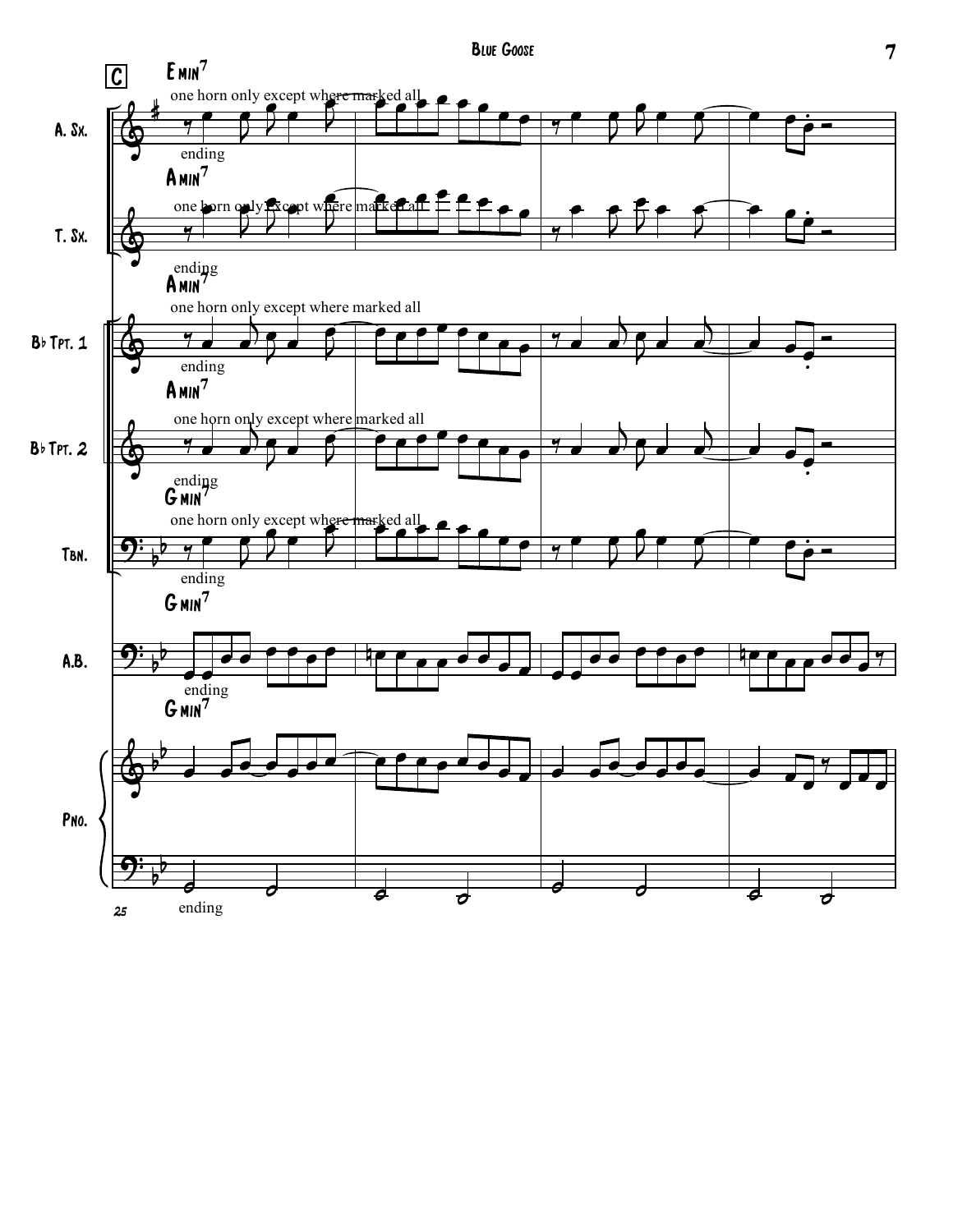C

E MIN7

one horn only except where marked all

A. Sx.

ending

A MIN7

one horn only except where marked all

T. Sx.

ending

A MIN7

one horn only except where marked all

B♭ Tpt. 1

ending

A MIN7

one horn only except where marked all

B♭ Tpt. 2

ending

G MIN7

one horn only except where marked all

Tbn.

ending

G MIN7

A.B.

ending

G MIN7

Pno.

25

ending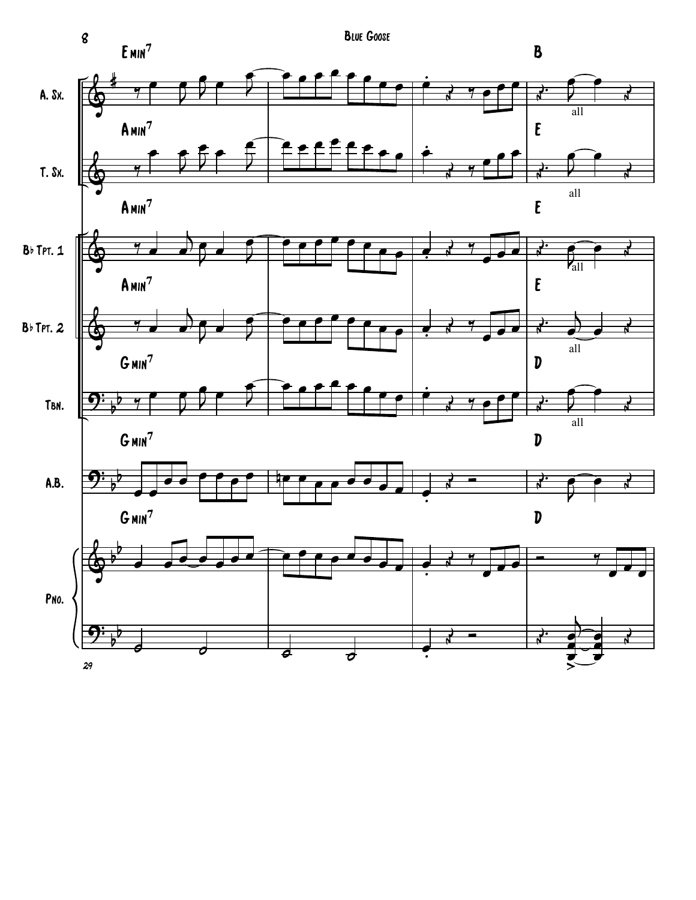A. Sx. — Emin7 … B — all

T. Sx. — Amin7 … E — all

B♭ Tpt. 1 — Amin7 … E — all

B♭ Tpt. 2 — Amin7 … E — all

Tbn. — Gmin7 … D — all

A.B. — Gmin7 … D

Pno. — Gmin7 … D

29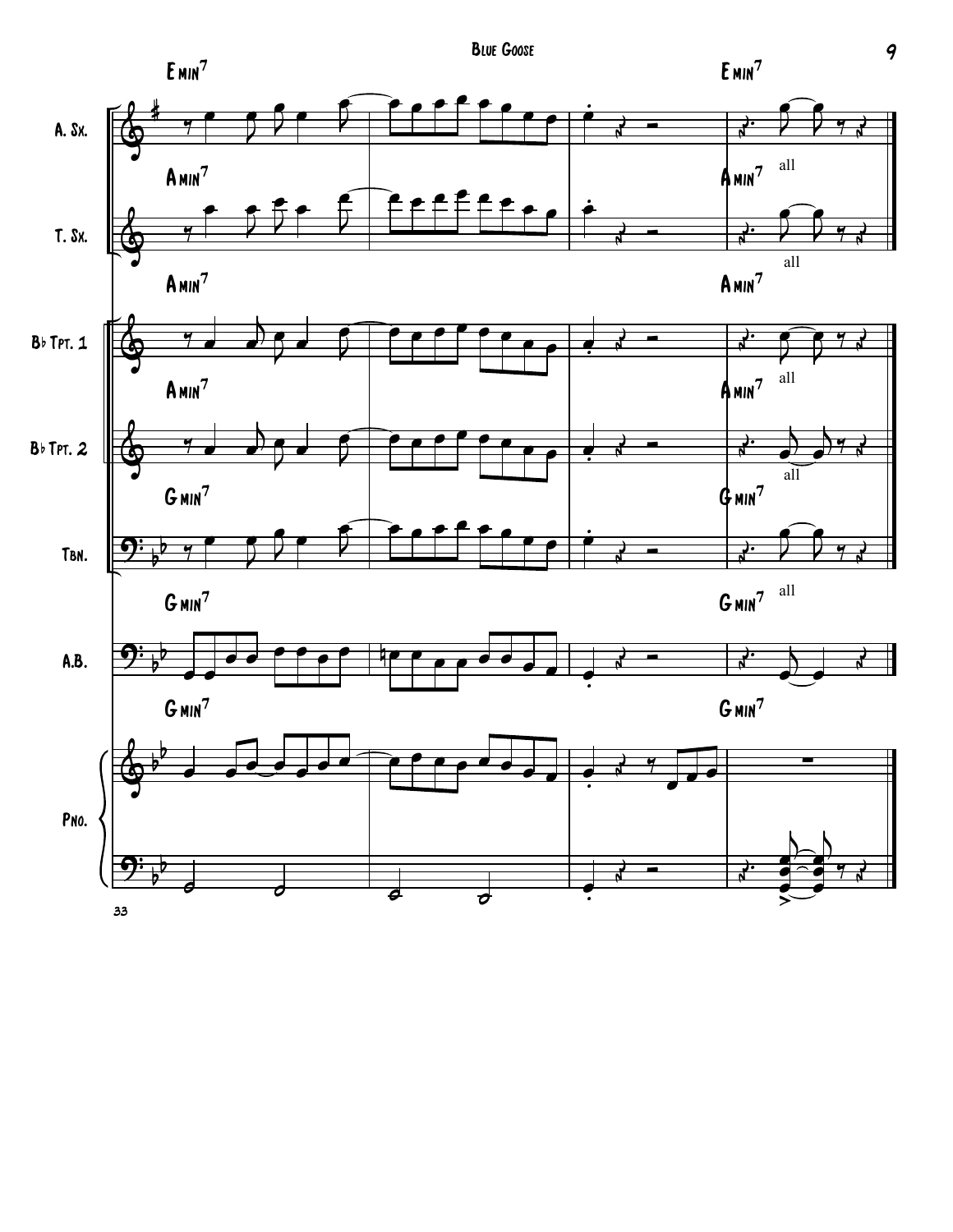A. Sx. — E min7 … E min7 — all

T. Sx. — A min7 … A min7 — all

B♭ Tpt. 1 — A min7 … A min7 — all

B♭ Tpt. 2 — A min7 … A min7 — all

Tbn. — G min7 … G min7 — all

A.B. — G min7 … G min7

Pno. — G min7 … G min7

33